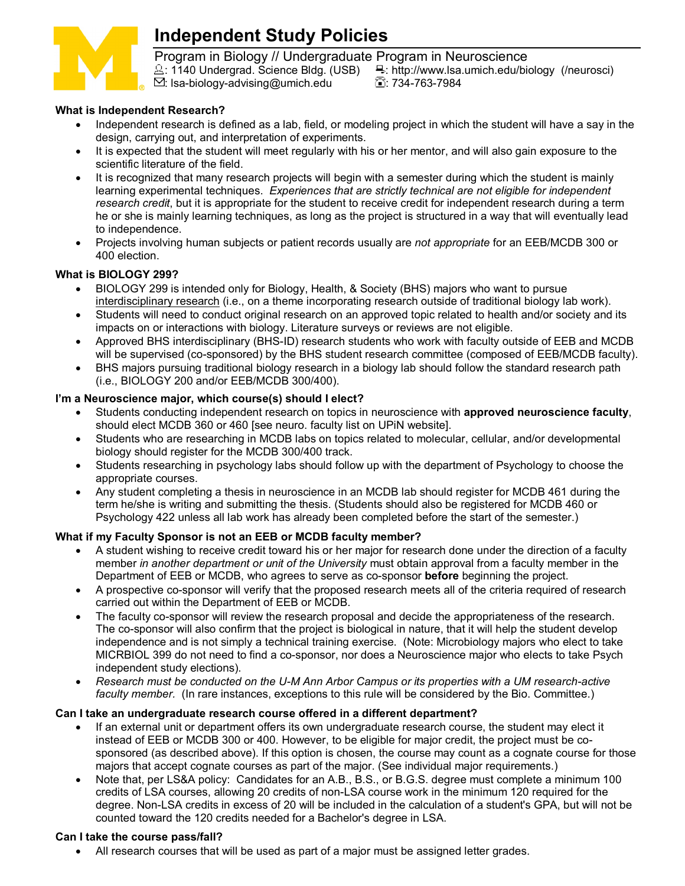# Independent Study Policies

Program in Biology // Undergraduate Program in Neuroscience
: 1140 Undergrad. Science Bldg. (USB)  : http://www.lsa.umich.edu/biology (/neurosci)
: lsa-biology-advising@umich.edu  : 734-763-7984

**What is Independent Research?**

- Independent research is defined as a lab, field, or modeling project in which the student will have a say in the design, carrying out, and interpretation of experiments.
- It is expected that the student will meet regularly with his or her mentor, and will also gain exposure to the scientific literature of the field.
- It is recognized that many research projects will begin with a semester during which the student is mainly learning experimental techniques. *Experiences that are strictly technical are not eligible for independent research credit*, but it is appropriate for the student to receive credit for independent research during a term he or she is mainly learning techniques, as long as the project is structured in a way that will eventually lead to independence.
- Projects involving human subjects or patient records usually are *not appropriate* for an EEB/MCDB 300 or 400 election.

**What is BIOLOGY 299?**

- BIOLOGY 299 is intended only for Biology, Health, & Society (BHS) majors who want to pursue interdisciplinary research (i.e., on a theme incorporating research outside of traditional biology lab work).
- Students will need to conduct original research on an approved topic related to health and/or society and its impacts on or interactions with biology. Literature surveys or reviews are not eligible.
- Approved BHS interdisciplinary (BHS-ID) research students who work with faculty outside of EEB and MCDB will be supervised (co-sponsored) by the BHS student research committee (composed of EEB/MCDB faculty).
- BHS majors pursuing traditional biology research in a biology lab should follow the standard research path (i.e., BIOLOGY 200 and/or EEB/MCDB 300/400).

**I'm a Neuroscience major, which course(s) should I elect?**

- Students conducting independent research on topics in neuroscience with **approved neuroscience faculty**, should elect MCDB 360 or 460 [see neuro. faculty list on UPiN website].
- Students who are researching in MCDB labs on topics related to molecular, cellular, and/or developmental biology should register for the MCDB 300/400 track.
- Students researching in psychology labs should follow up with the department of Psychology to choose the appropriate courses.
- Any student completing a thesis in neuroscience in an MCDB lab should register for MCDB 461 during the term he/she is writing and submitting the thesis. (Students should also be registered for MCDB 460 or Psychology 422 unless all lab work has already been completed before the start of the semester.)

**What if my Faculty Sponsor is not an EEB or MCDB faculty member?**

- A student wishing to receive credit toward his or her major for research done under the direction of a faculty member *in another department or unit of the University* must obtain approval from a faculty member in the Department of EEB or MCDB, who agrees to serve as co-sponsor **before** beginning the project.
- A prospective co-sponsor will verify that the proposed research meets all of the criteria required of research carried out within the Department of EEB or MCDB.
- The faculty co-sponsor will review the research proposal and decide the appropriateness of the research. The co-sponsor will also confirm that the project is biological in nature, that it will help the student develop independence and is not simply a technical training exercise. (Note: Microbiology majors who elect to take MICRBIOL 399 do not need to find a co-sponsor, nor does a Neuroscience major who elects to take Psych independent study elections).
- *Research must be conducted on the U-M Ann Arbor Campus or its properties with a UM research-active faculty member.* (In rare instances, exceptions to this rule will be considered by the Bio. Committee.)

**Can I take an undergraduate research course offered in a different department?**

- If an external unit or department offers its own undergraduate research course, the student may elect it instead of EEB or MCDB 300 or 400. However, to be eligible for major credit, the project must be co-sponsored (as described above). If this option is chosen, the course may count as a cognate course for those majors that accept cognate courses as part of the major. (See individual major requirements.)
- Note that, per LS&A policy: Candidates for an A.B., B.S., or B.G.S. degree must complete a minimum 100 credits of LSA courses, allowing 20 credits of non-LSA course work in the minimum 120 required for the degree. Non-LSA credits in excess of 20 will be included in the calculation of a student's GPA, but will not be counted toward the 120 credits needed for a Bachelor's degree in LSA.

**Can I take the course pass/fail?**

- All research courses that will be used as part of a major must be assigned letter grades.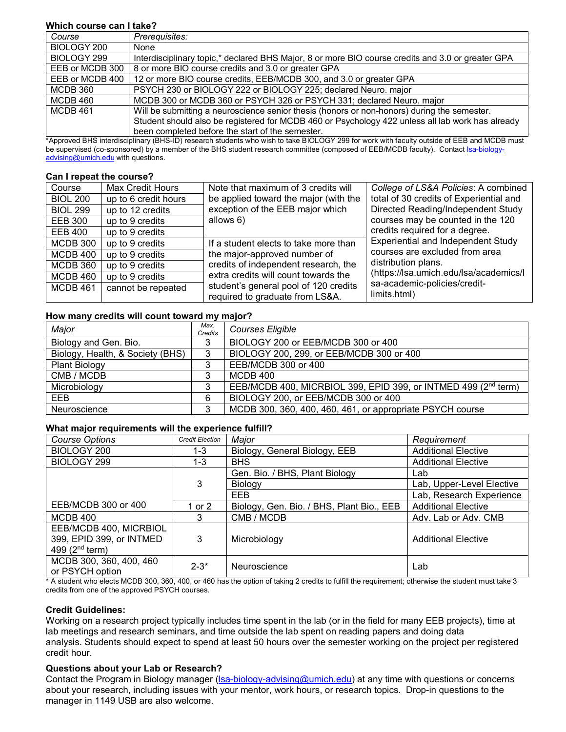**Which course can I take?**

| *Course* | *Prerequisites:* |
|---|---|
| BIOLOGY 200 | None |
| BIOLOGY 299 | Interdisciplinary topic,* declared BHS Major, 8 or more BIO course credits and 3.0 or greater GPA |
| EEB or MCDB 300 | 8 or more BIO course credits and 3.0 or greater GPA |
| EEB or MCDB 400 | 12 or more BIO course credits, EEB/MCDB 300, and 3.0 or greater GPA |
| MCDB 360 | PSYCH 230 or BIOLOGY 222 or BIOLOGY 225; declared Neuro. major |
| MCDB 460 | MCDB 300 or MCDB 360 or PSYCH 326 or PSYCH 331; declared Neuro. major |
| MCDB 461 | Will be submitting a neuroscience senior thesis (honors or non-honors) during the semester. Student should also be registered for MCDB 460 or Psychology 422 unless all lab work has already been completed before the start of the semester. |

*Approved BHS interdisciplinary (BHS-ID) research students who wish to take BIOLOGY 299 for work with faculty outside of EEB and MCDB must be supervised (co-sponsored) by a member of the BHS student research committee (composed of EEB/MCDB faculty). Contact lsa-biology-advising@umich.edu with questions.

**Can I repeat the course?**

| Course | Max Credit Hours | | |
|---|---|---|---|
| BIOL 200 | up to 6 credit hours | Note that maximum of 3 credits will be applied toward the major (with the exception of the EEB major which allows 6) | *College of LS&A Policies*: A combined total of 30 credits of Experiential and Directed Reading/Independent Study courses may be counted in the 120 credits required for a degree. Experiential and Independent Study courses are excluded from area distribution plans. (https://lsa.umich.edu/lsa/academics/lsa-academic-policies/credit-limits.html) |
| BIOL 299 | up to 12 credits | | |
| EEB 300 | up to 9 credits | | |
| EEB 400 | up to 9 credits | | |
| MCDB 300 | up to 9 credits | If a student elects to take more than the major-approved number of credits of independent research, the extra credits will count towards the student's general pool of 120 credits required to graduate from LS&A. | |
| MCDB 400 | up to 9 credits | | |
| MCDB 360 | up to 9 credits | | |
| MCDB 460 | up to 9 credits | | |
| MCDB 461 | cannot be repeated | | |

**How many credits will count toward my major?**

| *Major* | *Max. Credits* | *Courses Eligible* |
|---|---|---|
| Biology and Gen. Bio. | 3 | BIOLOGY 200 or EEB/MCDB 300 or 400 |
| Biology, Health, & Society (BHS) | 3 | BIOLOGY 200, 299, or EEB/MCDB 300 or 400 |
| Plant Biology | 3 | EEB/MCDB 300 or 400 |
| CMB / MCDB | 3 | MCDB 400 |
| Microbiology | 3 | EEB/MCDB 400, MICRBIOL 399, EPID 399, or INTMED 499 (2nd term) |
| EEB | 6 | BIOLOGY 200, or EEB/MCDB 300 or 400 |
| Neuroscience | 3 | MCDB 300, 360, 400, 460, 461, or appropriate PSYCH course |

**What major requirements will the experience fulfill?**

| *Course Options* | *Credit Election* | *Major* | *Requirement* |
|---|---|---|---|
| BIOLOGY 200 | 1-3 | Biology, General Biology, EEB | Additional Elective |
| BIOLOGY 299 | 1-3 | BHS | Additional Elective |
| EEB/MCDB 300 or 400 | 3 | Gen. Bio. / BHS, Plant Biology | Lab |
| | | Biology | Lab, Upper-Level Elective |
| | | EEB | Lab, Research Experience |
| | 1 or 2 | Biology, Gen. Bio. / BHS, Plant Bio., EEB | Additional Elective |
| MCDB 400 | 3 | CMB / MCDB | Adv. Lab or Adv. CMB |
| EEB/MCDB 400, MICRBIOL 399, EPID 399, or INTMED 499 (2nd term) | 3 | Microbiology | Additional Elective |
| MCDB 300, 360, 400, 460 or PSYCH option | 2-3* | Neuroscience | Lab |

* A student who elects MCDB 300, 360, 400, or 460 has the option of taking 2 credits to fulfill the requirement; otherwise the student must take 3 credits from one of the approved PSYCH courses.

**Credit Guidelines:**

Working on a research project typically includes time spent in the lab (or in the field for many EEB projects), time at lab meetings and research seminars, and time outside the lab spent on reading papers and doing data analysis. Students should expect to spend at least 50 hours over the semester working on the project per registered credit hour.

**Questions about your Lab or Research?**

Contact the Program in Biology manager (lsa-biology-advising@umich.edu) at any time with questions or concerns about your research, including issues with your mentor, work hours, or research topics. Drop-in questions to the manager in 1149 USB are also welcome.